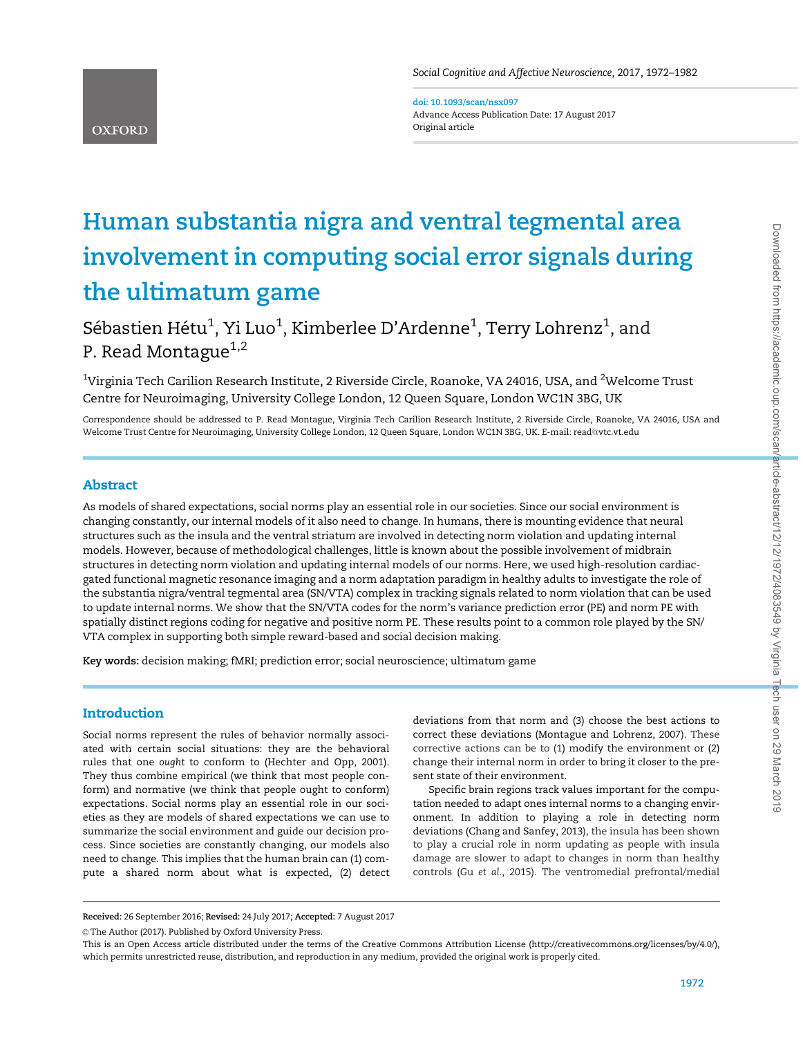# Human substantia nigra and ventral tegmental area involvement in computing social error signals during the ultimatum game

Sébastien Hétu[1], Yi Luo[1], Kimberlee D'Ardenne[1], Terry Lohrenz[1], and P. Read Montague[1,2]

[1]Virginia Tech Carilion Research Institute, 2 Riverside Circle, Roanoke, VA 24016, USA, and [2]Welcome Trust Centre for Neuroimaging, University College London, 12 Queen Square, London WC1N 3BG, UK

Correspondence should be addressed to P. Read Montague, Virginia Tech Carilion Research Institute, 2 Riverside Circle, Roanoke, VA 24016, USA and Welcome Trust Centre for Neuroimaging, University College London, 12 Queen Square, London WC1N 3BG, UK. E-mail: read@vtc.vt.edu

## Abstract

As models of shared expectations, social norms play an essential role in our societies. Since our social environment is changing constantly, our internal models of it also need to change. In humans, there is mounting evidence that neural structures such as the insula and the ventral striatum are involved in detecting norm violation and updating internal models. However, because of methodological challenges, little is known about the possible involvement of midbrain structures in detecting norm violation and updating internal models of our norms. Here, we used high-resolution cardiac-gated functional magnetic resonance imaging and a norm adaptation paradigm in healthy adults to investigate the role of the substantia nigra/ventral tegmental area (SN/VTA) complex in tracking signals related to norm violation that can be used to update internal norms. We show that the SN/VTA codes for the norm's variance prediction error (PE) and norm PE with spatially distinct regions coding for negative and positive norm PE. These results point to a common role played by the SN/VTA complex in supporting both simple reward-based and social decision making.

**Key words:** decision making; fMRI; prediction error; social neuroscience; ultimatum game

## Introduction

Social norms represent the rules of behavior normally associated with certain social situations: they are the behavioral rules that one *ought* to conform to (Hechter and Opp, 2001). They thus combine empirical (we think that most people conform) and normative (we think that people ought to conform) expectations. Social norms play an essential role in our societies as they are models of shared expectations we can use to summarize the social environment and guide our decision process. Since societies are constantly changing, our models also need to change. This implies that the human brain can (1) compute a shared norm about what is expected, (2) detect deviations from that norm and (3) choose the best actions to correct these deviations (Montague and Lohrenz, 2007). These corrective actions can be to (1) modify the environment or (2) change their internal norm in order to bring it closer to the present state of their environment.

Specific brain regions track values important for the computation needed to adapt ones internal norms to a changing environment. In addition to playing a role in detecting norm deviations (Chang and Sanfey, 2013), the insula has been shown to play a crucial role in norm updating as people with insula damage are slower to adapt to changes in norm than healthy controls (Gu *et al.*, 2015). The ventromedial prefrontal/medial

**Received:** 26 September 2016; **Revised:** 24 July 2017; **Accepted:** 7 August 2017

© The Author (2017). Published by Oxford University Press.

This is an Open Access article distributed under the terms of the Creative Commons Attribution License (http://creativecommons.org/licenses/by/4.0/), which permits unrestricted reuse, distribution, and reproduction in any medium, provided the original work is properly cited.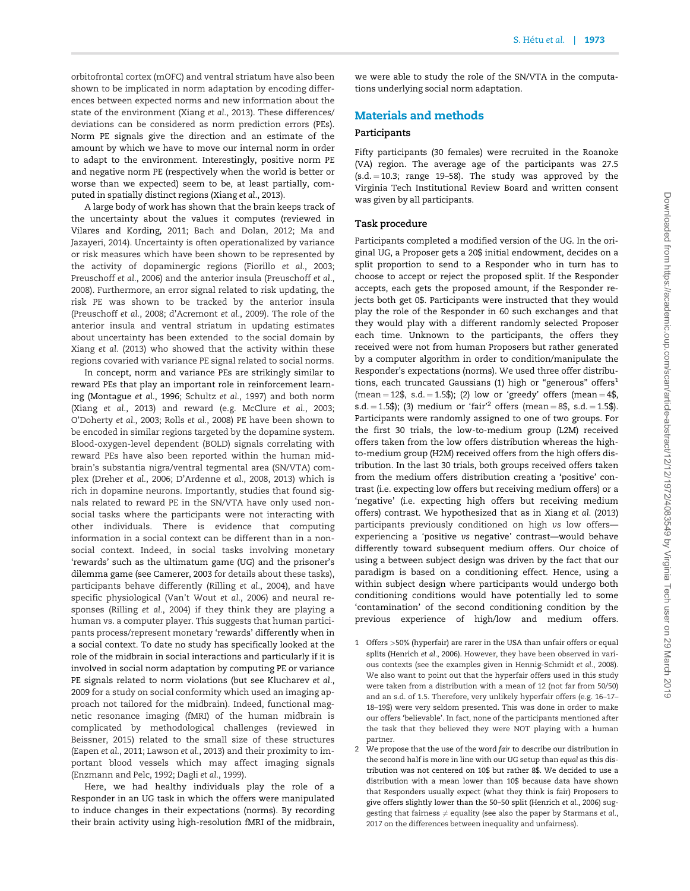orbitofrontal cortex (mOFC) and ventral striatum have also been shown to be implicated in norm adaptation by encoding differences between expected norms and new information about the state of the environment (Xiang *et al.*, 2013). These differences/deviations can be considered as norm prediction errors (PEs). Norm PE signals give the direction and an estimate of the amount by which we have to move our internal norm in order to adapt to the environment. Interestingly, positive norm PE and negative norm PE (respectively when the world is better or worse than we expected) seem to be, at least partially, computed in spatially distinct regions (Xiang *et al.*, 2013).

A large body of work has shown that the brain keeps track of the uncertainty about the values it computes (reviewed in Vilares and Kording, 2011; Bach and Dolan, 2012; Ma and Jazayeri, 2014). Uncertainty is often operationalized by variance or risk measures which have been shown to be represented by the activity of dopaminergic regions (Fiorillo *et al.*, 2003; Preuschoff *et al.*, 2006) and the anterior insula (Preuschoff *et al.*, 2008). Furthermore, an error signal related to risk updating, the risk PE was shown to be tracked by the anterior insula (Preuschoff *et al.*, 2008; d'Acremont *et al.*, 2009). The role of the anterior insula and ventral striatum in updating estimates about uncertainty has been extended to the social domain by Xiang *et al.* (2013) who showed that the activity within these regions covaried with variance PE signal related to social norms.

In concept, norm and variance PEs are strikingly similar to reward PEs that play an important role in reinforcement learning (Montague *et al.*, 1996; Schultz *et al.*, 1997) and both norm (Xiang *et al.*, 2013) and reward (e.g. McClure *et al.*, 2003; O'Doherty *et al.*, 2003; Rolls *et al.*, 2008) PE have been shown to be encoded in similar regions targeted by the dopamine system. Blood-oxygen-level dependent (BOLD) signals correlating with reward PEs have also been reported within the human midbrain's substantia nigra/ventral tegmental area (SN/VTA) complex (Dreher *et al.*, 2006; D'Ardenne *et al.*, 2008, 2013) which is rich in dopamine neurons. Importantly, studies that found signals related to reward PE in the SN/VTA have only used nonsocial tasks where the participants were not interacting with other individuals. There is evidence that computing information in a social context can be different than in a nonsocial context. Indeed, in social tasks involving monetary 'rewards' such as the ultimatum game (UG) and the prisoner's dilemma game (see Camerer, 2003 for details about these tasks), participants behave differently (Rilling *et al.*, 2004), and have specific physiological (Van't Wout *et al.*, 2006) and neural responses (Rilling *et al.*, 2004) if they think they are playing a human vs. a computer player. This suggests that human participants process/represent monetary 'rewards' differently when in a social context. To date no study has specifically looked at the role of the midbrain in social interactions and particularly if it is involved in social norm adaptation by computing PE or variance PE signals related to norm violations (but see Klucharev *et al.*, 2009 for a study on social conformity which used an imaging approach not tailored for the midbrain). Indeed, functional magnetic resonance imaging (fMRI) of the human midbrain is complicated by methodological challenges (reviewed in Beissner, 2015) related to the small size of these structures (Eapen *et al.*, 2011; Lawson *et al.*, 2013) and their proximity to important blood vessels which may affect imaging signals (Enzmann and Pelc, 1992; Dagli *et al.*, 1999).

Here, we had healthy individuals play the role of a Responder in an UG task in which the offers were manipulated to induce changes in their expectations (norms). By recording their brain activity using high-resolution fMRI of the midbrain, we were able to study the role of the SN/VTA in the computations underlying social norm adaptation.

## Materials and methods

### Participants

Fifty participants (30 females) were recruited in the Roanoke (VA) region. The average age of the participants was 27.5 (s.d. = 10.3; range 19–58). The study was approved by the Virginia Tech Institutional Review Board and written consent was given by all participants.

### Task procedure

Participants completed a modified version of the UG. In the original UG, a Proposer gets a 20$ initial endowment, decides on a split proportion to send to a Responder who in turn has to choose to accept or reject the proposed split. If the Responder accepts, each gets the proposed amount, if the Responder rejects both get 0$. Participants were instructed that they would play the role of the Responder in 60 such exchanges and that they would play with a different randomly selected Proposer each time. Unknown to the participants, the offers they received were not from human Proposers but rather generated by a computer algorithm in order to condition/manipulate the Responder's expectations (norms). We used three offer distributions, each truncated Gaussians (1) high or "generous" offers[1] (mean = 12$, s.d. = 1.5$); (2) low or 'greedy' offers (mean = 4$, s.d. = 1.5$); (3) medium or 'fair'[2] offers (mean = 8$, s.d. = 1.5$). Participants were randomly assigned to one of two groups. For the first 30 trials, the low-to-medium group (L2M) received offers taken from the low offers distribution whereas the high-to-medium group (H2M) received offers from the high offers distribution. In the last 30 trials, both groups received offers taken from the medium offers distribution creating a 'positive' contrast (i.e. expecting low offers but receiving medium offers) or a 'negative' (i.e. expecting high offers but receiving medium offers) contrast. We hypothesized that as in Xiang *et al.* (2013) participants previously conditioned on high *vs* low offers—experiencing a 'positive *vs* negative' contrast—would behave differently toward subsequent medium offers. Our choice of using a between subject design was driven by the fact that our paradigm is based on a conditioning effect. Hence, using a within subject design where participants would undergo both conditioning conditions would have potentially led to some 'contamination' of the second conditioning condition by the previous experience of high/low and medium offers.

1 Offers >50% (hyperfair) are rarer in the USA than unfair offers or equal splits (Henrich *et al.*, 2006). However, they have been observed in various contexts (see the examples given in Hennig-Schmidt *et al.*, 2008). We also want to point out that the hyperfair offers used in this study were taken from a distribution with a mean of 12 (not far from 50/50) and an s.d. of 1.5. Therefore, very unlikely hyperfair offers (e.g. 16–17–18–19$) were very seldom presented. This was done in order to make our offers 'believable'. In fact, none of the participants mentioned after the task that they believed they were NOT playing with a human partner.

2 We propose that the use of the word *fair* to describe our distribution in the second half is more in line with our UG setup than *equal* as this distribution was not centered on 10$ but rather 8$. We decided to use a distribution with a mean lower than 10$ because data have shown that Responders usually expect (what they think is fair) Proposers to give offers slightly lower than the 50–50 split (Henrich *et al.*, 2006) suggesting that fairness ≠ equality (see also the paper by Starmans *et al.*, 2017 on the differences between inequality and unfairness).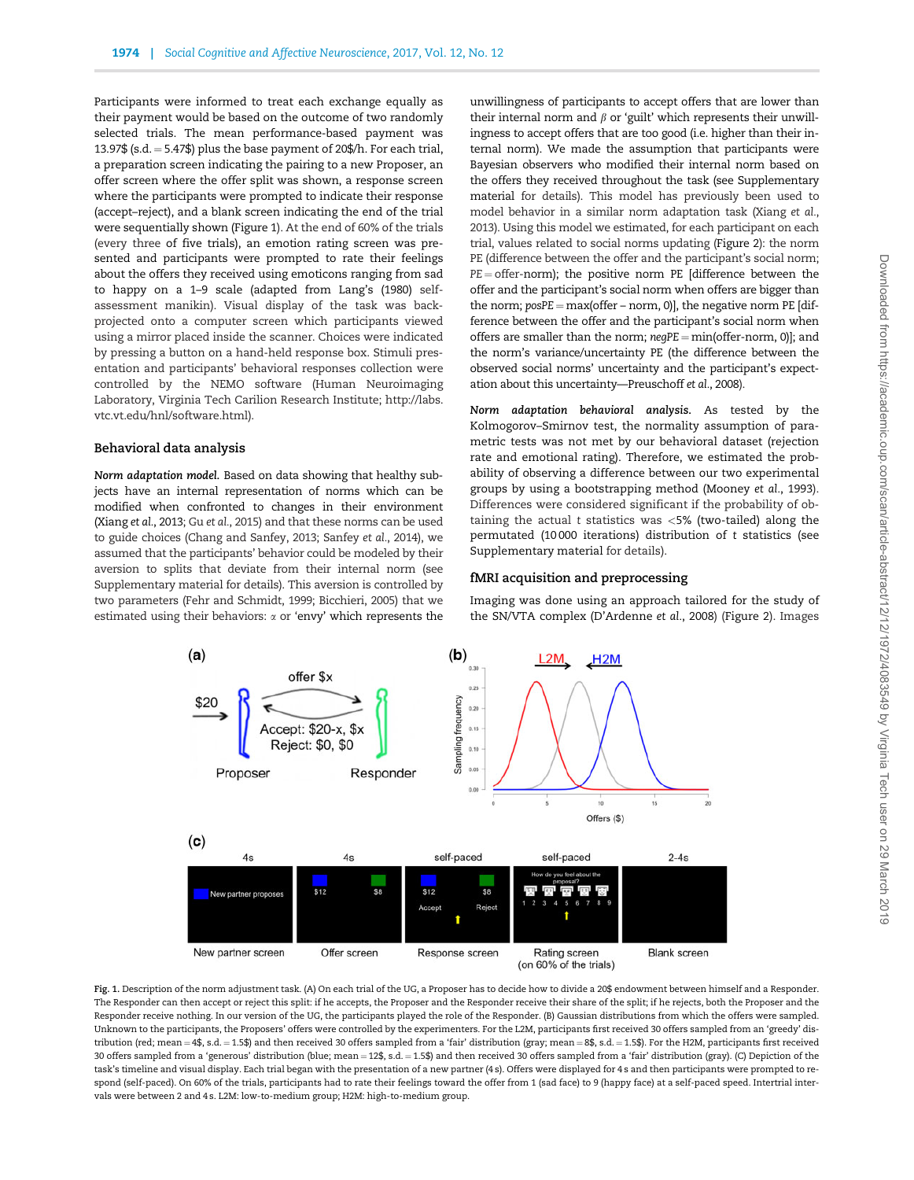Participants were informed to treat each exchange equally as their payment would be based on the outcome of two randomly selected trials. The mean performance-based payment was 13.97$ (s.d. = 5.47$) plus the base payment of 20$/h. For each trial, a preparation screen indicating the pairing to a new Proposer, an offer screen where the offer split was shown, a response screen where the participants were prompted to indicate their response (accept–reject), and a blank screen indicating the end of the trial were sequentially shown (Figure 1). At the end of 60% of the trials (every three of five trials), an emotion rating screen was presented and participants were prompted to rate their feelings about the offers they received using emoticons ranging from sad to happy on a 1–9 scale (adapted from Lang's (1980) self-assessment manikin). Visual display of the task was back-projected onto a computer screen which participants viewed using a mirror placed inside the scanner. Choices were indicated by pressing a button on a hand-held response box. Stimuli presentation and participants' behavioral responses collection were controlled by the NEMO software (Human Neuroimaging Laboratory, Virginia Tech Carilion Research Institute; http://labs.vtc.vt.edu/hnl/software.html).

## Behavioral data analysis

*Norm adaptation model.* Based on data showing that healthy subjects have an internal representation of norms which can be modified when confronted to changes in their environment (Xiang *et al.*, 2013; Gu *et al.*, 2015) and that these norms can be used to guide choices (Chang and Sanfey, 2013; Sanfey *et al.*, 2014), we assumed that the participants' behavior could be modeled by their aversion to splits that deviate from their internal norm (see Supplementary material for details). This aversion is controlled by two parameters (Fehr and Schmidt, 1999; Bicchieri, 2005) that we estimated using their behaviors: $\alpha$ or 'envy' which represents the unwillingness of participants to accept offers that are lower than their internal norm and $\beta$ or 'guilt' which represents their unwillingness to accept offers that are too good (i.e. higher than their internal norm). We made the assumption that participants were Bayesian observers who modified their internal norm based on the offers they received throughout the task (see Supplementary material for details). This model has previously been used to model behavior in a similar norm adaptation task (Xiang *et al.*, 2013). Using this model we estimated, for each participant on each trial, values related to social norms updating (Figure 2): the norm PE (difference between the offer and the participant's social norm; $PE = \text{offer-norm}$); the positive norm PE [difference between the offer and the participant's social norm when offers are bigger than the norm; $posPE = \max(\text{offer} - \text{norm}, 0)$], the negative norm PE [difference between the offer and the participant's social norm when offers are smaller than the norm; $negPE = \min(\text{offer-norm}, 0)$]; and the norm's variance/uncertainty PE (the difference between the observed social norms' uncertainty and the participant's expectation about this uncertainty—Preuschoff *et al.*, 2008).

*Norm adaptation behavioral analysis.* As tested by the Kolmogorov–Smirnov test, the normality assumption of parametric tests was not met by our behavioral dataset (rejection rate and emotional rating). Therefore, we estimated the probability of observing a difference between our two experimental groups by using a bootstrapping method (Mooney *et al.*, 1993). Differences were considered significant if the probability of obtaining the actual t statistics was <5% (two-tailed) along the permutated (10 000 iterations) distribution of t statistics (see Supplementary material for details).

## fMRI acquisition and preprocessing

Imaging was done using an approach tailored for the study of the SN/VTA complex (D'Ardenne *et al.*, 2008) (Figure 2). Images

Fig. 1. Description of the norm adjustment task. (A) On each trial of the UG, a Proposer has to decide how to divide a 20$ endowment between himself and a Responder. The Responder can then accept or reject this split: if he accepts, the Proposer and the Responder receive their share of the split; if he rejects, both the Proposer and the Responder receive nothing. In our version of the UG, the participants played the role of the Responder. (B) Gaussian distributions from which the offers were sampled. Unknown to the participants, the Proposers' offers were controlled by the experimenters. For the L2M, participants first received 30 offers sampled from an 'greedy' distribution (red; mean = 4$, s.d. = 1.5$) and then received 30 offers sampled from a 'fair' distribution (gray; mean = 8$, s.d. = 1.5$). For the H2M, participants first received 30 offers sampled from a 'generous' distribution (blue; mean = 12$, s.d. = 1.5$) and then received 30 offers sampled from a 'fair' distribution (gray). (C) Depiction of the task's timeline and visual display. Each trial began with the presentation of a new partner (4 s). Offers were displayed for 4 s and then participants were prompted to respond (self-paced). On 60% of the trials, participants had to rate their feelings toward the offer from 1 (sad face) to 9 (happy face) at a self-paced speed. Intertrial intervals were between 2 and 4 s. L2M: low-to-medium group; H2M: high-to-medium group.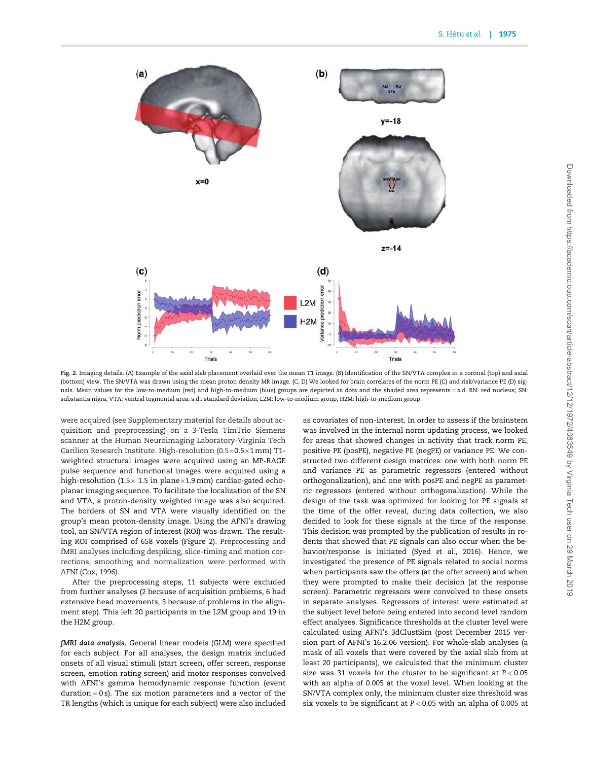Fig. 2. Imaging details. (A) Example of the axial slab placement overlaid over the mean T1 image. (B) Identification of the SN/VTA complex in a coronal (top) and axial (bottom) view. The SN/VTA was drawn using the mean proton density MR image. (C, D) We looked for brain correlates of the norm PE (C) and risk/variance PE (D) signals. Mean values for the low-to-medium (red) and high-to-medium (blue) groups are depicted as dots and the shaded area represents ± s.d. RN: red nucleus; SN: substantia nigra; VTA: ventral tegmental area; s.d.: standard deviation; L2M: low-to-medium group; H2M: high-to-medium group.

were acquired (see Supplementary material for details about acquisition and preprocessing) on a 3-Tesla TimTrio Siemens scanner at the Human Neuroimaging Laboratory-Virginia Tech Carilion Research Institute. High-resolution ($0.5\times0.5\times1$ mm) T1-weighted structural images were acquired using an MP-RAGE pulse sequence and functional images were acquired using a high-resolution ($1.5\times$ 1.5 in plane$\times$1.9 mm) cardiac-gated echo-planar imaging sequence. To facilitate the localization of the SN and VTA, a proton-density weighted image was also acquired. The borders of SN and VTA were visually identified on the group's mean proton-density image. Using the AFNI's drawing tool, an SN/VTA region of interest (ROI) was drawn. The resulting ROI comprised of 658 voxels (Figure 2). Preprocessing and fMRI analyses including despiking, slice-timing and motion corrections, smoothing and normalization were performed with AFNI (Cox, 1996).

After the preprocessing steps, 11 subjects were excluded from further analyses (2 because of acquisition problems, 6 had extensive head movements, 3 because of problems in the alignment step). This left 20 participants in the L2M group and 19 in the H2M group.

***fMRI data analysis.*** General linear models (GLM) were specified for each subject. For all analyses, the design matrix included onsets of all visual stimuli (start screen, offer screen, response screen, emotion rating screen) and motor responses convolved with AFNI's gamma hemodynamic response function (event duration = 0 s). The six motion parameters and a vector of the TR lengths (which is unique for each subject) were also included as covariates of non-interest. In order to assess if the brainstem was involved in the internal norm updating process, we looked for areas that showed changes in activity that track norm PE, positive PE (posPE), negative PE (negPE) or variance PE. We constructed two different design matrices: one with both norm PE and variance PE as parametric regressors (entered without orthogonalization), and one with posPE and negPE as parametric regressors (entered without orthogonalization). While the design of the task was optimized for looking for PE signals at the time of the offer reveal, during data collection, we also decided to look for these signals at the time of the response. This decision was prompted by the publication of results in rodents that showed that PE signals can also occur when the behavior/response is initiated (Syed *et al.*, 2016). Hence, we investigated the presence of PE signals related to social norms when participants saw the offers (at the offer screen) and when they were prompted to make their decision (at the response screen). Parametric regressors were convolved to these onsets in separate analyses. Regressors of interest were estimated at the subject level before being entered into second level random effect analyses. Significance thresholds at the cluster level were calculated using AFNI's 3dClustSim (post December 2015 version part of AFNI's 16.2.06 version). For whole-slab analyses (a mask of all voxels that were covered by the axial slab from at least 20 participants), we calculated that the minimum cluster size was 31 voxels for the cluster to be significant at $P < 0.05$ with an alpha of 0.005 at the voxel level. When looking at the SN/VTA complex only, the minimum cluster size threshold was six voxels to be significant at $P < 0.05$ with an alpha of 0.005 at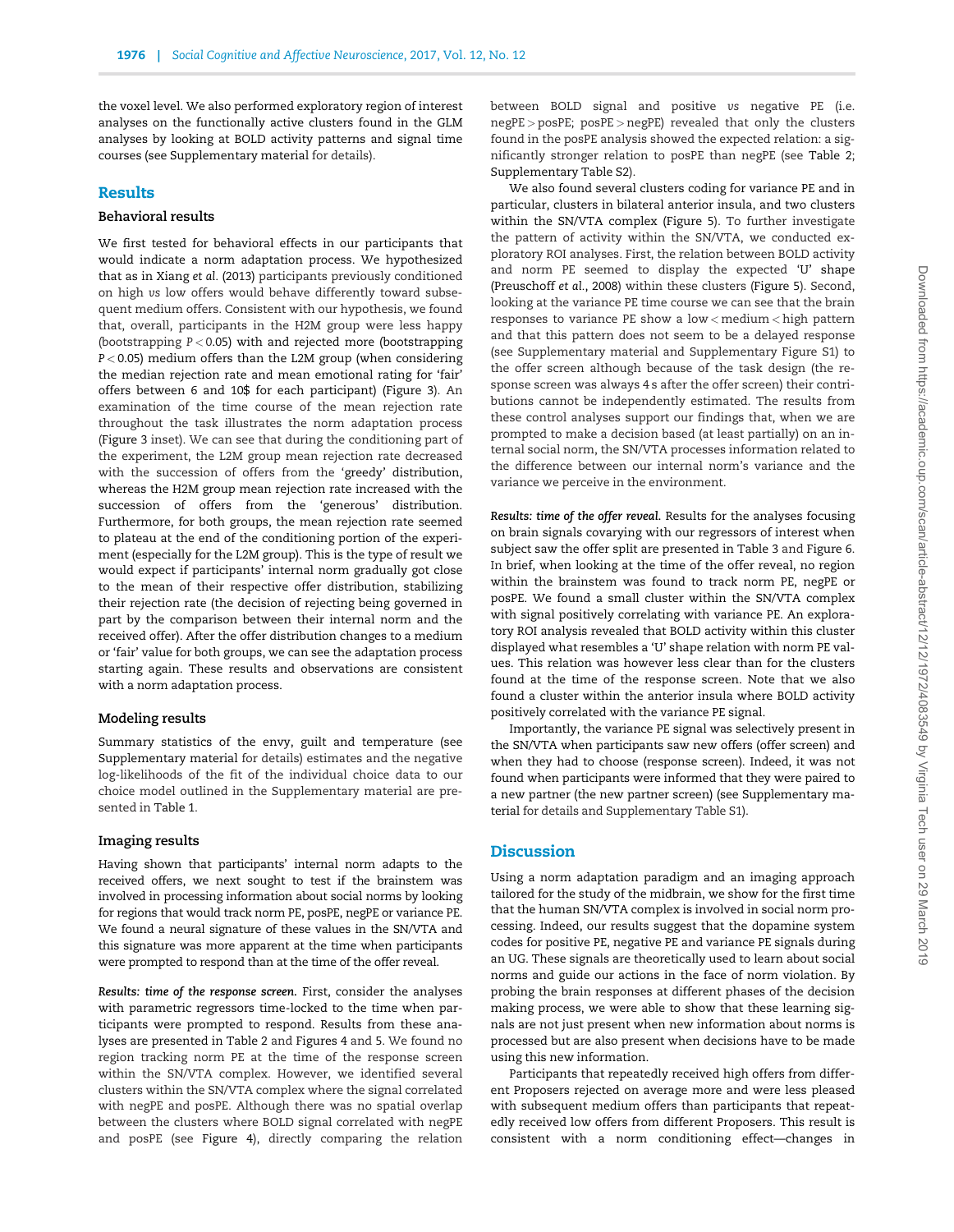the voxel level. We also performed exploratory region of interest analyses on the functionally active clusters found in the GLM analyses by looking at BOLD activity patterns and signal time courses (see Supplementary material for details).

## Results

### Behavioral results

We first tested for behavioral effects in our participants that would indicate a norm adaptation process. We hypothesized that as in Xiang *et al.* (2013) participants previously conditioned on high *vs* low offers would behave differently toward subsequent medium offers. Consistent with our hypothesis, we found that, overall, participants in the H2M group were less happy (bootstrapping $P < 0.05$) with and rejected more (bootstrapping $P < 0.05$) medium offers than the L2M group (when considering the median rejection rate and mean emotional rating for 'fair' offers between 6 and 10$ for each participant) (Figure 3). An examination of the time course of the mean rejection rate throughout the task illustrates the norm adaptation process (Figure 3 inset). We can see that during the conditioning part of the experiment, the L2M group mean rejection rate decreased with the succession of offers from the 'greedy' distribution, whereas the H2M group mean rejection rate increased with the succession of offers from the 'generous' distribution. Furthermore, for both groups, the mean rejection rate seemed to plateau at the end of the conditioning portion of the experiment (especially for the L2M group). This is the type of result we would expect if participants' internal norm gradually got close to the mean of their respective offer distribution, stabilizing their rejection rate (the decision of rejecting being governed in part by the comparison between their internal norm and the received offer). After the offer distribution changes to a medium or 'fair' value for both groups, we can see the adaptation process starting again. These results and observations are consistent with a norm adaptation process.

### Modeling results

Summary statistics of the envy, guilt and temperature (see Supplementary material for details) estimates and the negative log-likelihoods of the fit of the individual choice data to our choice model outlined in the Supplementary material are presented in Table 1.

### Imaging results

Having shown that participants' internal norm adapts to the received offers, we next sought to test if the brainstem was involved in processing information about social norms by looking for regions that would track norm PE, posPE, negPE or variance PE. We found a neural signature of these values in the SN/VTA and this signature was more apparent at the time when participants were prompted to respond than at the time of the offer reveal.

***Results: time of the response screen.*** First, consider the analyses with parametric regressors time-locked to the time when participants were prompted to respond. Results from these analyses are presented in Table 2 and Figures 4 and 5. We found no region tracking norm PE at the time of the response screen within the SN/VTA complex. However, we identified several clusters within the SN/VTA complex where the signal correlated with negPE and posPE. Although there was no spatial overlap between the clusters where BOLD signal correlated with negPE and posPE (see Figure 4), directly comparing the relation between BOLD signal and positive *vs* negative PE (i.e. negPE > posPE; posPE > negPE) revealed that only the clusters found in the posPE analysis showed the expected relation: a significantly stronger relation to posPE than negPE (see Table 2; Supplementary Table S2).

We also found several clusters coding for variance PE and in particular, clusters in bilateral anterior insula, and two clusters within the SN/VTA complex (Figure 5). To further investigate the pattern of activity within the SN/VTA, we conducted exploratory ROI analyses. First, the relation between BOLD activity and norm PE seemed to display the expected 'U' shape (Preuschoff *et al.*, 2008) within these clusters (Figure 5). Second, looking at the variance PE time course we can see that the brain responses to variance PE show a low < medium < high pattern and that this pattern does not seem to be a delayed response (see Supplementary material and Supplementary Figure S1) to the offer screen although because of the task design (the response screen was always 4 s after the offer screen) their contributions cannot be independently estimated. The results from these control analyses support our findings that, when we are prompted to make a decision based (at least partially) on an internal social norm, the SN/VTA processes information related to the difference between our internal norm's variance and the variance we perceive in the environment.

***Results: time of the offer reveal.*** Results for the analyses focusing on brain signals covarying with our regressors of interest when subject saw the offer split are presented in Table 3 and Figure 6. In brief, when looking at the time of the offer reveal, no region within the brainstem was found to track norm PE, negPE or posPE. We found a small cluster within the SN/VTA complex with signal positively correlating with variance PE. An exploratory ROI analysis revealed that BOLD activity within this cluster displayed what resembles a 'U' shape relation with norm PE values. This relation was however less clear than for the clusters found at the time of the response screen. Note that we also found a cluster within the anterior insula where BOLD activity positively correlated with the variance PE signal.

Importantly, the variance PE signal was selectively present in the SN/VTA when participants saw new offers (offer screen) and when they had to choose (response screen). Indeed, it was not found when participants were informed that they were paired to a new partner (the new partner screen) (see Supplementary material for details and Supplementary Table S1).

## Discussion

Using a norm adaptation paradigm and an imaging approach tailored for the study of the midbrain, we show for the first time that the human SN/VTA complex is involved in social norm processing. Indeed, our results suggest that the dopamine system codes for positive PE, negative PE and variance PE signals during an UG. These signals are theoretically used to learn about social norms and guide our actions in the face of norm violation. By probing the brain responses at different phases of the decision making process, we were able to show that these learning signals are not just present when new information about norms is processed but are also present when decisions have to be made using this new information.

Participants that repeatedly received high offers from different Proposers rejected on average more and were less pleased with subsequent medium offers than participants that repeatedly received low offers from different Proposers. This result is consistent with a norm conditioning effect—changes in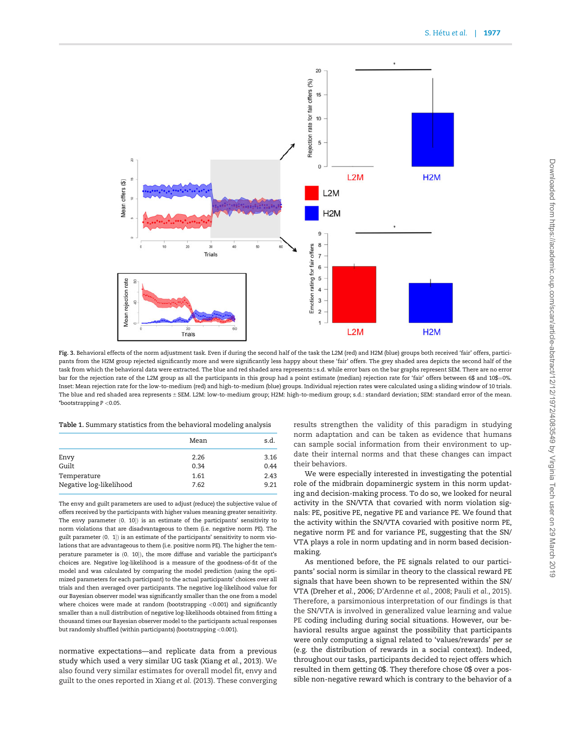Fig. 3. Behavioral effects of the norm adjustment task. Even if during the second half of the task the L2M (red) and H2M (blue) groups both received 'fair' offers, participants from the H2M group rejected significantly more and were significantly less happy about these 'fair' offers. The grey shaded area depicts the second half of the task from which the behavioral data were extracted. The blue and red shaded area represents±s.d. while error bars on the bar graphs represent SEM. There are no error bar for the rejection rate of the L2M group as all the participants in this group had a point estimate (median) rejection rate for 'fair' offers between 6$ and 10$=0%. Inset: Mean rejection rate for the low-to-medium (red) and high-to-medium (blue) groups. Individual rejection rates were calculated using a sliding window of 10 trials. The blue and red shaded area represents ± SEM. L2M: low-to-medium group; H2M: high-to-medium group; s.d.: standard deviation; SEM: standard error of the mean. *bootstrapping P <0.05.

Table 1. Summary statistics from the behavioral modeling analysis

| | Mean | s.d. |
|---|---|---|
| Envy | 2.26 | 3.16 |
| Guilt | 0.34 | 0.44 |
| Temperature | 1.61 | 2.43 |
| Negative log-likelihood | 7.62 | 9.21 |

The envy and guilt parameters are used to adjust (reduce) the subjective value of offers received by the participants with higher values meaning greater sensitivity. The envy parameter (0, 10]) is an estimate of the participants' sensitivity to norm violations that are disadvantageous to them (i.e. negative norm PE). The guilt parameter (0, 1]) is an estimate of the participants' sensitivity to norm violations that are advantageous to them (i.e. positive norm PE). The higher the temperature parameter is (0, 10]), the more diffuse and variable the participant's choices are. Negative log-likelihood is a measure of the goodness-of-fit of the model and was calculated by comparing the model prediction (using the optimized parameters for each participant) to the actual participants' choices over all trials and then averaged over participants. The negative log-likelihood value for our Bayesian observer model was significantly smaller than the one from a model where choices were made at random (bootstrapping <0.001) and significantly smaller than a null distribution of negative log-likelihoods obtained from fitting a thousand times our Bayesian observer model to the participants actual responses but randomly shuffled (within participants) (bootstrapping <0.001).

normative expectations—and replicate data from a previous study which used a very similar UG task (Xiang *et al.*, 2013). We also found very similar estimates for overall model fit, envy and guilt to the ones reported in Xiang *et al.* (2013). These converging results strengthen the validity of this paradigm in studying norm adaptation and can be taken as evidence that humans can sample social information from their environment to update their internal norms and that these changes can impact their behaviors.

We were especially interested in investigating the potential role of the midbrain dopaminergic system in this norm updating and decision-making process. To do so, we looked for neural activity in the SN/VTA that covaried with norm violation signals: PE, positive PE, negative PE and variance PE. We found that the activity within the SN/VTA covaried with positive norm PE, negative norm PE and for variance PE, suggesting that the SN/VTA plays a role in norm updating and in norm based decision-making.

As mentioned before, the PE signals related to our participants' social norm is similar in theory to the classical reward PE signals that have been shown to be represented within the SN/VTA (Dreher *et al.*, 2006; D'Ardenne *et al.*, 2008; Pauli *et al.*, 2015). Therefore, a parsimonious interpretation of our findings is that the SN/VTA is involved in generalized value learning and value PE coding including during social situations. However, our behavioral results argue against the possibility that participants were only computing a signal related to 'values/rewards' *per se* (e.g. the distribution of rewards in a social context). Indeed, throughout our tasks, participants decided to reject offers which resulted in them getting 0$. They therefore chose 0$ over a possible non-negative reward which is contrary to the behavior of a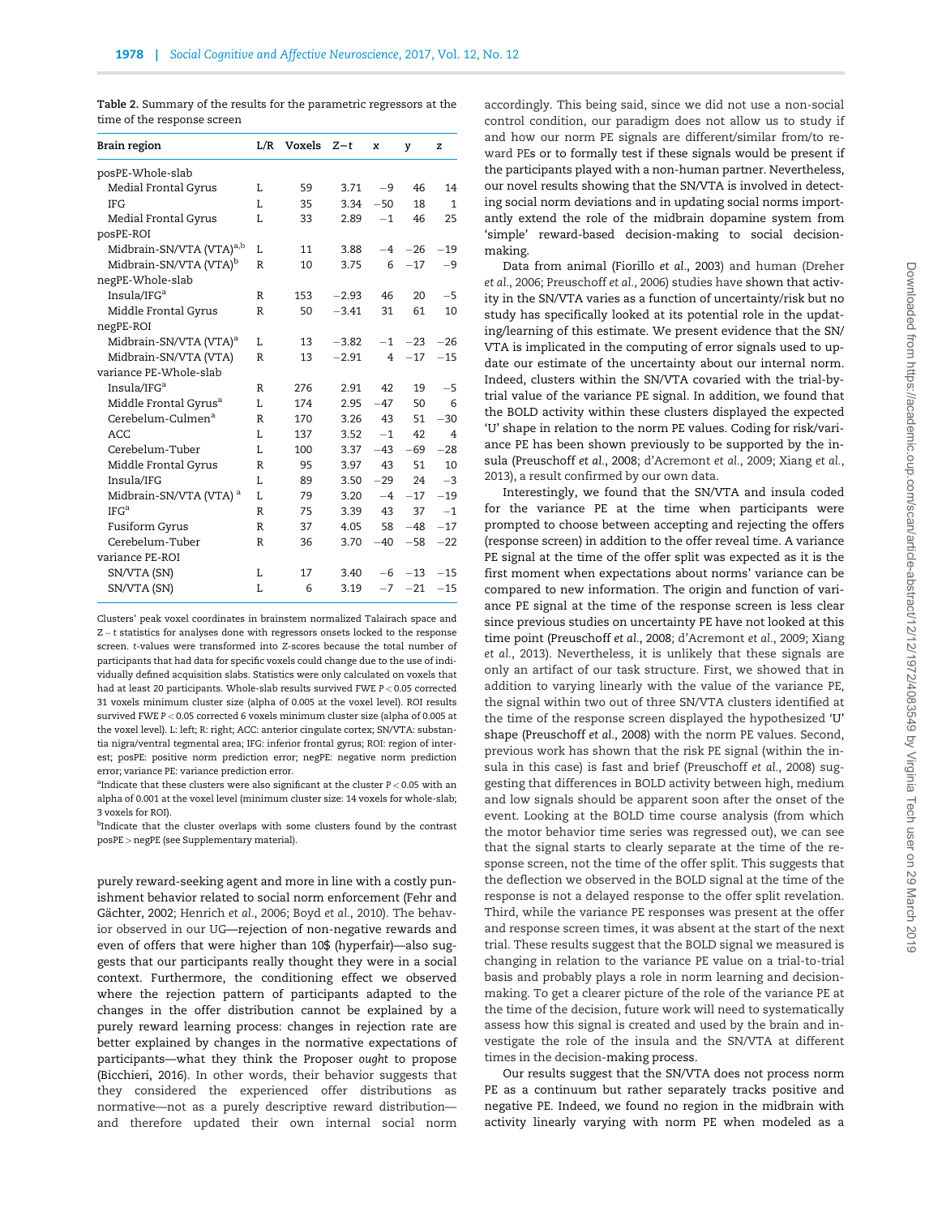**Table 2.** Summary of the results for the parametric regressors at the time of the response screen

| Brain region | L/R | Voxels | Z−t | x | y | z |
|---|---|---|---|---|---|---|
| posPE-Whole-slab | | | | | | |
| Medial Frontal Gyrus | L | 59 | 3.71 | −9 | 46 | 14 |
| IFG | L | 35 | 3.34 | −50 | 18 | 1 |
| Medial Frontal Gyrus | L | 33 | 2.89 | −1 | 46 | 25 |
| posPE-ROI | | | | | | |
| Midbrain-SN/VTA (VTA)[a,b] | L | 11 | 3.88 | −4 | −26 | −19 |
| Midbrain-SN/VTA (VTA)[b] | R | 10 | 3.75 | 6 | −17 | −9 |
| negPE-Whole-slab | | | | | | |
| Insula/IFG[a] | R | 153 | −2.93 | 46 | 20 | −5 |
| Middle Frontal Gyrus | R | 50 | −3.41 | 31 | 61 | 10 |
| negPE-ROI | | | | | | |
| Midbrain-SN/VTA (VTA)[a] | L | 13 | −3.82 | −1 | −23 | −26 |
| Midbrain-SN/VTA (VTA) | R | 13 | −2.91 | 4 | −17 | −15 |
| variance PE-Whole-slab | | | | | | |
| Insula/IFG[a] | R | 276 | 2.91 | 42 | 19 | −5 |
| Middle Frontal Gyrus[a] | L | 174 | 2.95 | −47 | 50 | 6 |
| Cerebelum-Culmen[a] | R | 170 | 3.26 | 43 | 51 | −30 |
| ACC | L | 137 | 3.52 | −1 | 42 | 4 |
| Cerebelum-Tuber | L | 100 | 3.37 | −43 | −69 | −28 |
| Middle Frontal Gyrus | R | 95 | 3.97 | 43 | 51 | 10 |
| Insula/IFG | L | 89 | 3.50 | −29 | 24 | −3 |
| Midbrain-SN/VTA (VTA)[a] | L | 79 | 3.20 | −4 | −17 | −19 |
| IFG[a] | R | 75 | 3.39 | 43 | 37 | −1 |
| Fusiform Gyrus | R | 37 | 4.05 | 58 | −48 | −17 |
| Cerebelum-Tuber | R | 36 | 3.70 | −40 | −58 | −22 |
| variance PE-ROI | | | | | | |
| SN/VTA (SN) | L | 17 | 3.40 | −6 | −13 | −15 |
| SN/VTA (SN) | L | 6 | 3.19 | −7 | −21 | −15 |

Clusters' peak voxel coordinates in brainstem normalized Talairach space and Z − t statistics for analyses done with regressors onsets locked to the response screen. t-values were transformed into Z-scores because the total number of participants that had data for specific voxels could change due to the use of individually defined acquisition slabs. Statistics were only calculated on voxels that had at least 20 participants. Whole-slab results survived FWE $P < 0.05$ corrected 31 voxels minimum cluster size (alpha of 0.005 at the voxel level). ROI results survived FWE $P < 0.05$ corrected 6 voxels minimum cluster size (alpha of 0.005 at the voxel level). L: left; R: right; ACC: anterior cingulate cortex; SN/VTA: substantia nigra/ventral tegmental area; IFG: inferior frontal gyrus; ROI: region of interest; posPE: positive norm prediction error; negPE: negative norm prediction error; variance PE: variance prediction error.

[a]Indicate that these clusters were also significant at the cluster $P < 0.05$ with an alpha of 0.001 at the voxel level (minimum cluster size: 14 voxels for whole-slab; 3 voxels for ROI).

[b]Indicate that the cluster overlaps with some clusters found by the contrast posPE > negPE (see Supplementary material).

purely reward-seeking agent and more in line with a costly punishment behavior related to social norm enforcement (Fehr and Gächter, 2002; Henrich *et al.*, 2006; Boyd *et al.*, 2010). The behavior observed in our UG—rejection of non-negative rewards and even of offers that were higher than 10$ (hyperfair)—also suggests that our participants really thought they were in a social context. Furthermore, the conditioning effect we observed where the rejection pattern of participants adapted to the changes in the offer distribution cannot be explained by a purely reward learning process: changes in rejection rate are better explained by changes in the normative expectations of participants—what they think the Proposer *ought* to propose (Bicchieri, 2016). In other words, their behavior suggests that they considered the experienced offer distributions as normative—not as a purely descriptive reward distribution—and therefore updated their own internal social norm accordingly. This being said, since we did not use a non-social control condition, our paradigm does not allow us to study if and how our norm PE signals are different/similar from/to reward PEs or to formally test if these signals would be present if the participants played with a non-human partner. Nevertheless, our novel results showing that the SN/VTA is involved in detecting social norm deviations and in updating social norms importantly extend the role of the midbrain dopamine system from 'simple' reward-based decision-making to social decision-making.

Data from animal (Fiorillo *et al.*, 2003) and human (Dreher *et al.*, 2006; Preuschoff *et al.*, 2006) studies have shown that activity in the SN/VTA varies as a function of uncertainty/risk but no study has specifically looked at its potential role in the updating/learning of this estimate. We present evidence that the SN/VTA is implicated in the computing of error signals used to update our estimate of the uncertainty about our internal norm. Indeed, clusters within the SN/VTA covaried with the trial-by-trial value of the variance PE signal. In addition, we found that the BOLD activity within these clusters displayed the expected 'U' shape in relation to the norm PE values. Coding for risk/variance PE has been shown previously to be supported by the insula (Preuschoff *et al.*, 2008; d'Acremont *et al.*, 2009; Xiang *et al.*, 2013), a result confirmed by our own data.

Interestingly, we found that the SN/VTA and insula coded for the variance PE at the time when participants were prompted to choose between accepting and rejecting the offers (response screen) in addition to the offer reveal time. A variance PE signal at the time of the offer split was expected as it is the first moment when expectations about norms' variance can be compared to new information. The origin and function of variance PE signal at the time of the response screen is less clear since previous studies on uncertainty PE have not looked at this time point (Preuschoff *et al.*, 2008; d'Acremont *et al.*, 2009; Xiang *et al.*, 2013). Nevertheless, it is unlikely that these signals are only an artifact of our task structure. First, we showed that in addition to varying linearly with the value of the variance PE, the signal within two out of three SN/VTA clusters identified at the time of the response screen displayed the hypothesized 'U' shape (Preuschoff *et al.*, 2008) with the norm PE values. Second, previous work has shown that the risk PE signal (within the insula in this case) is fast and brief (Preuschoff *et al.*, 2008) suggesting that differences in BOLD activity between high, medium and low signals should be apparent soon after the onset of the event. Looking at the BOLD time course analysis (from which the motor behavior time series was regressed out), we can see that the signal starts to clearly separate at the time of the response screen, not the time of the offer split. This suggests that the deflection we observed in the BOLD signal at the time of the response is not a delayed response to the offer split revelation. Third, while the variance PE responses was present at the offer and response screen times, it was absent at the start of the next trial. These results suggest that the BOLD signal we measured is changing in relation to the variance PE value on a trial-to-trial basis and probably plays a role in norm learning and decision-making. To get a clearer picture of the role of the variance PE at the time of the decision, future work will need to systematically assess how this signal is created and used by the brain and investigate the role of the insula and the SN/VTA at different times in the decision-making process.

Our results suggest that the SN/VTA does not process norm PE as a continuum but rather separately tracks positive and negative PE. Indeed, we found no region in the midbrain with activity linearly varying with norm PE when modeled as a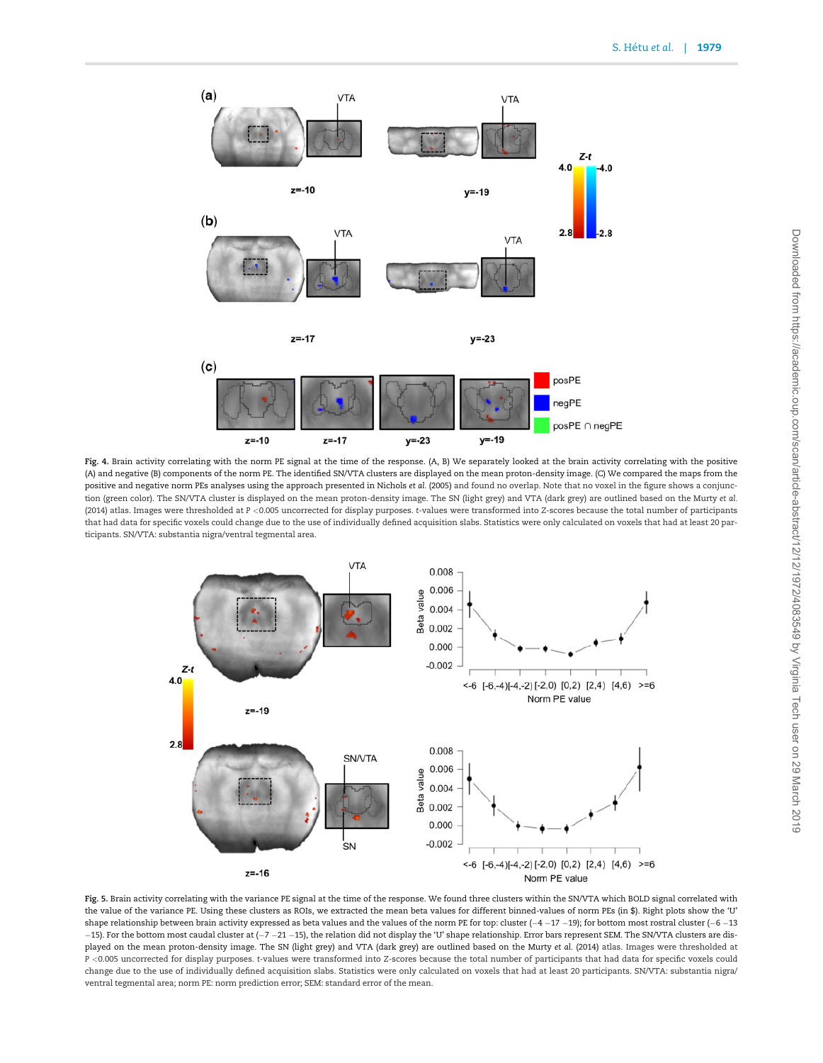**Fig. 4.** Brain activity correlating with the norm PE signal at the time of the response. (A, B) We separately looked at the brain activity correlating with the positive (A) and negative (B) components of the norm PE. The identified SN/VTA clusters are displayed on the mean proton-density image. (C) We compared the maps from the positive and negative norm PEs analyses using the approach presented in Nichols *et al.* (2005) and found no overlap. Note that no voxel in the figure shows a conjunction (green color). The SN/VTA cluster is displayed on the mean proton-density image. The SN (light grey) and VTA (dark grey) are outlined based on the Murty *et al.* (2014) atlas. Images were thresholded at $P < 0.005$ uncorrected for display purposes. t-values were transformed into Z-scores because the total number of participants that had data for specific voxels could change due to the use of individually defined acquisition slabs. Statistics were only calculated on voxels that had at least 20 participants. SN/VTA: substantia nigra/ventral tegmental area.

**Fig. 5.** Brain activity correlating with the variance PE signal at the time of the response. We found three clusters within the SN/VTA which BOLD signal correlated with the value of the variance PE. Using these clusters as ROIs, we extracted the mean beta values for different binned-values of norm PEs (in $). Right plots show the 'U' shape relationship between brain activity expressed as beta values and the values of the norm PE for top: cluster (−4 −17 −19); for bottom most rostral cluster (−6 −13 −15). For the bottom most caudal cluster at (−7 −21 −15), the relation did not display the 'U' shape relationship. Error bars represent SEM. The SN/VTA clusters are displayed on the mean proton-density image. The SN (light grey) and VTA (dark grey) are outlined based on the Murty *et al.* (2014) atlas. Images were thresholded at $P < 0.005$ uncorrected for display purposes. t-values were transformed into Z-scores because the total number of participants that had data for specific voxels could change due to the use of individually defined acquisition slabs. Statistics were only calculated on voxels that had at least 20 participants. SN/VTA: substantia nigra/ventral tegmental area; norm PE: norm prediction error; SEM: standard error of the mean.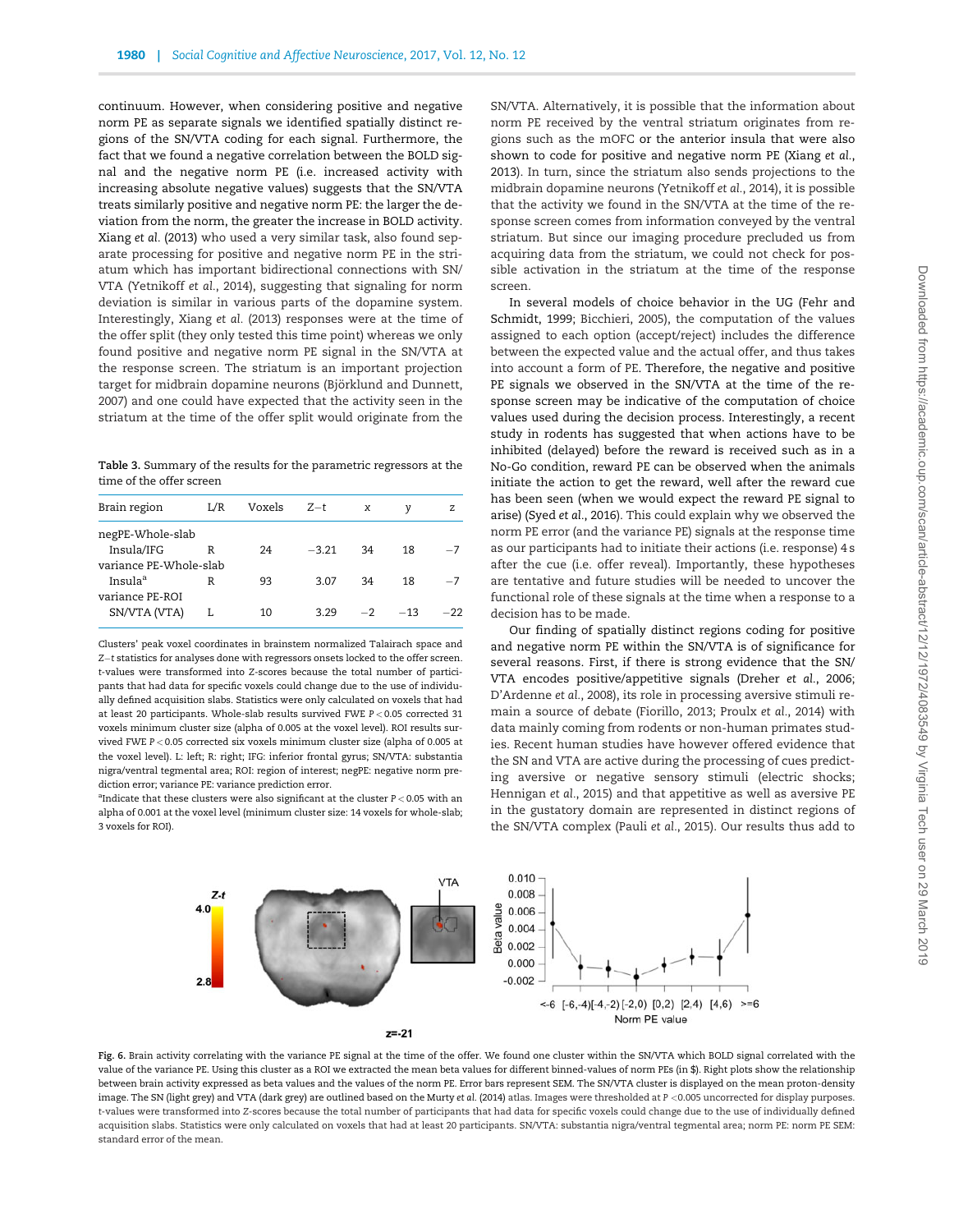continuum. However, when considering positive and negative norm PE as separate signals we identified spatially distinct regions of the SN/VTA coding for each signal. Furthermore, the fact that we found a negative correlation between the BOLD signal and the negative norm PE (i.e. increased activity with increasing absolute negative values) suggests that the SN/VTA treats similarly positive and negative norm PE: the larger the deviation from the norm, the greater the increase in BOLD activity. Xiang *et al.* (2013) who used a very similar task, also found separate processing for positive and negative norm PE in the striatum which has important bidirectional connections with SN/VTA (Yetnikoff *et al.*, 2014), suggesting that signaling for norm deviation is similar in various parts of the dopamine system. Interestingly, Xiang *et al.* (2013) responses were at the time of the offer split (they only tested this time point) whereas we only found positive and negative norm PE signal in the SN/VTA at the response screen. The striatum is an important projection target for midbrain dopamine neurons (Björklund and Dunnett, 2007) and one could have expected that the activity seen in the striatum at the time of the offer split would originate from the SN/VTA. Alternatively, it is possible that the information about norm PE received by the ventral striatum originates from regions such as the mOFC or the anterior insula that were also shown to code for positive and negative norm PE (Xiang *et al.*, 2013). In turn, since the striatum also sends projections to the midbrain dopamine neurons (Yetnikoff *et al.*, 2014), it is possible that the activity we found in the SN/VTA at the time of the response screen comes from information conveyed by the ventral striatum. But since our imaging procedure precluded us from acquiring data from the striatum, we could not check for possible activation in the striatum at the time of the response screen.

In several models of choice behavior in the UG (Fehr and Schmidt, 1999; Bicchieri, 2005), the computation of the values assigned to each option (accept/reject) includes the difference between the expected value and the actual offer, and thus takes into account a form of PE. Therefore, the negative and positive PE signals we observed in the SN/VTA at the time of the response screen may be indicative of the computation of choice values used during the decision process. Interestingly, a recent study in rodents has suggested that when actions have to be inhibited (delayed) before the reward is received such as in a No-Go condition, reward PE can be observed when the animals initiate the action to get the reward, well after the reward cue has been seen (when we would expect the reward PE signal to arise) (Syed *et al.*, 2016). This could explain why we observed the norm PE error (and the variance PE) signals at the response time as our participants had to initiate their actions (i.e. response) 4 s after the cue (i.e. offer reveal). Importantly, these hypotheses are tentative and future studies will be needed to uncover the functional role of these signals at the time when a response to a decision has to be made.

Our finding of spatially distinct regions coding for positive and negative norm PE within the SN/VTA is of significance for several reasons. First, if there is strong evidence that the SN/VTA encodes positive/appetitive signals (Dreher *et al.*, 2006; D'Ardenne *et al.*, 2008), its role in processing aversive stimuli remain a source of debate (Fiorillo, 2013; Proulx *et al.*, 2014) with data mainly coming from rodents or non-human primates studies. Recent human studies have however offered evidence that the SN and VTA are active during the processing of cues predicting aversive or negative sensory stimuli (electric shocks; Hennigan *et al.*, 2015) and that appetitive as well as aversive PE in the gustatory domain are represented in distinct regions of the SN/VTA complex (Pauli *et al.*, 2015). Our results thus add to

**Table 3.** Summary of the results for the parametric regressors at the time of the offer screen

| Brain region | L/R | Voxels | Z−t | x | y | z |
|---|---|---|---|---|---|---|
| negPE-Whole-slab | | | | | | |
| Insula/IFG | R | 24 | −3.21 | 34 | 18 | −7 |
| variance PE-Whole-slab | | | | | | |
| Insula[a] | R | 93 | 3.07 | 34 | 18 | −7 |
| variance PE-ROI | | | | | | |
| SN/VTA (VTA) | L | 10 | 3.29 | −2 | −13 | −22 |

Clusters' peak voxel coordinates in brainstem normalized Talairach space and Z−t statistics for analyses done with regressors onsets locked to the offer screen. t-values were transformed into Z-scores because the total number of participants that had data for specific voxels could change due to the use of individually defined acquisition slabs. Statistics were only calculated on voxels that had at least 20 participants. Whole-slab results survived FWE $P < 0.05$ corrected 31 voxels minimum cluster size (alpha of 0.005 at the voxel level). ROI results survived FWE $P < 0.05$ corrected six voxels minimum cluster size (alpha of 0.005 at the voxel level). L: left; R: right; IFG: inferior frontal gyrus; SN/VTA: substantia nigra/ventral tegmental area; ROI: region of interest; negPE: negative norm prediction error; variance PE: variance prediction error.

[a]Indicate that these clusters were also significant at the cluster $P < 0.05$ with an alpha of 0.001 at the voxel level (minimum cluster size: 14 voxels for whole-slab; 3 voxels for ROI).

**Fig. 6.** Brain activity correlating with the variance PE signal at the time of the offer. We found one cluster within the SN/VTA which BOLD signal correlated with the value of the variance PE. Using this cluster as a ROI we extracted the mean beta values for different binned-values of norm PEs (in $). Right plots show the relationship between brain activity expressed as beta values and the values of the norm PE. Error bars represent SEM. The SN/VTA cluster is displayed on the mean proton-density image. The SN (light grey) and VTA (dark grey) are outlined based on the Murty *et al.* (2014) atlas. Images were thresholded at P <0.005 uncorrected for display purposes. t-values were transformed into Z-scores because the total number of participants that had data for specific voxels could change due to the use of individually defined acquisition slabs. Statistics were only calculated on voxels that had at least 20 participants. SN/VTA: substantia nigra/ventral tegmental area; norm PE: norm PE SEM: standard error of the mean.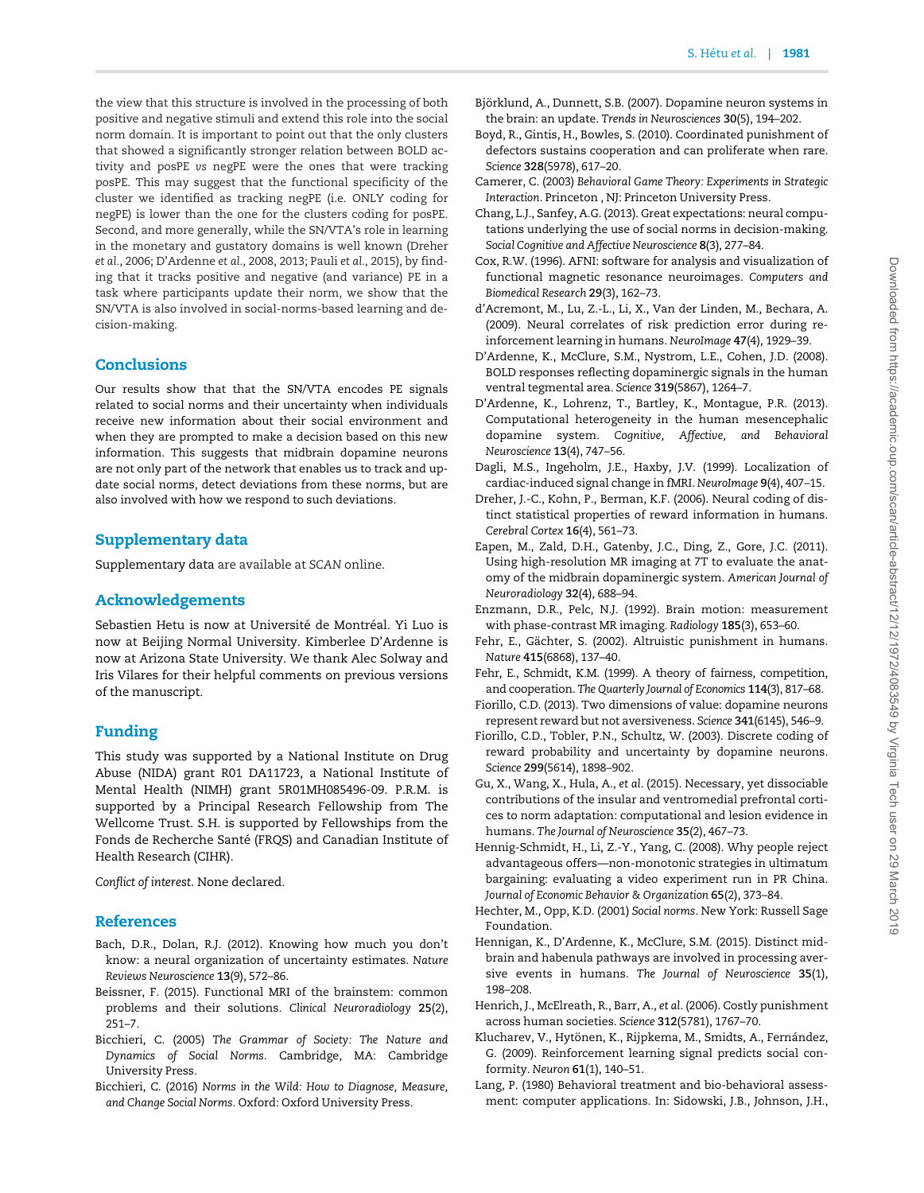the view that this structure is involved in the processing of both positive and negative stimuli and extend this role into the social norm domain. It is important to point out that the only clusters that showed a significantly stronger relation between BOLD activity and posPE *vs* negPE were the ones that were tracking posPE. This may suggest that the functional specificity of the cluster we identified as tracking negPE (i.e. ONLY coding for negPE) is lower than the one for the clusters coding for posPE. Second, and more generally, while the SN/VTA's role in learning in the monetary and gustatory domains is well known (Dreher *et al.*, 2006; D'Ardenne *et al.*, 2008, 2013; Pauli *et al.*, 2015), by finding that it tracks positive and negative (and variance) PE in a task where participants update their norm, we show that the SN/VTA is also involved in social-norms-based learning and decision-making.

## Conclusions

Our results show that that the SN/VTA encodes PE signals related to social norms and their uncertainty when individuals receive new information about their social environment and when they are prompted to make a decision based on this new information. This suggests that midbrain dopamine neurons are not only part of the network that enables us to track and update social norms, detect deviations from these norms, but are also involved with how we respond to such deviations.

## Supplementary data

Supplementary data are available at *SCAN* online.

## Acknowledgements

Sebastien Hetu is now at Université de Montréal. Yi Luo is now at Beijing Normal University. Kimberlee D'Ardenne is now at Arizona State University. We thank Alec Solway and Iris Vilares for their helpful comments on previous versions of the manuscript.

## Funding

This study was supported by a National Institute on Drug Abuse (NIDA) grant R01 DA11723, a National Institute of Mental Health (NIMH) grant 5R01MH085496-09. P.R.M. is supported by a Principal Research Fellowship from The Wellcome Trust. S.H. is supported by Fellowships from the Fonds de Recherche Santé (FRQS) and Canadian Institute of Health Research (CIHR).

*Conflict of interest*. None declared.

## References

Bach, D.R., Dolan, R.J. (2012). Knowing how much you don't know: a neural organization of uncertainty estimates. *Nature Reviews Neuroscience* **13**(9), 572–86.

Beissner, F. (2015). Functional MRI of the brainstem: common problems and their solutions. *Clinical Neuroradiology* **25**(2), 251–7.

Bicchieri, C. (2005) *The Grammar of Society: The Nature and Dynamics of Social Norms*. Cambridge, MA: Cambridge University Press.

Bicchieri, C. (2016) *Norms in the Wild: How to Diagnose, Measure, and Change Social Norms*. Oxford: Oxford University Press.

Björklund, A., Dunnett, S.B. (2007). Dopamine neuron systems in the brain: an update. *Trends in Neurosciences* **30**(5), 194–202.

Boyd, R., Gintis, H., Bowles, S. (2010). Coordinated punishment of defectors sustains cooperation and can proliferate when rare. *Science* **328**(5978), 617–20.

Camerer, C. (2003) *Behavioral Game Theory: Experiments in Strategic Interaction*. Princeton , NJ: Princeton University Press.

Chang, L.J., Sanfey, A.G. (2013). Great expectations: neural computations underlying the use of social norms in decision-making. *Social Cognitive and Affective Neuroscience* **8**(3), 277–84.

Cox, R.W. (1996). AFNI: software for analysis and visualization of functional magnetic resonance neuroimages. *Computers and Biomedical Research* **29**(3), 162–73.

d'Acremont, M., Lu, Z.-L., Li, X., Van der Linden, M., Bechara, A. (2009). Neural correlates of risk prediction error during reinforcement learning in humans. *NeuroImage* **47**(4), 1929–39.

D'Ardenne, K., McClure, S.M., Nystrom, L.E., Cohen, J.D. (2008). BOLD responses reflecting dopaminergic signals in the human ventral tegmental area. *Science* **319**(5867), 1264–7.

D'Ardenne, K., Lohrenz, T., Bartley, K., Montague, P.R. (2013). Computational heterogeneity in the human mesencephalic dopamine system. *Cognitive, Affective, and Behavioral Neuroscience* **13**(4), 747–56.

Dagli, M.S., Ingeholm, J.E., Haxby, J.V. (1999). Localization of cardiac-induced signal change in fMRI. *NeuroImage* **9**(4), 407–15.

Dreher, J.-C., Kohn, P., Berman, K.F. (2006). Neural coding of distinct statistical properties of reward information in humans. *Cerebral Cortex* **16**(4), 561–73.

Eapen, M., Zald, D.H., Gatenby, J.C., Ding, Z., Gore, J.C. (2011). Using high-resolution MR imaging at 7T to evaluate the anatomy of the midbrain dopaminergic system. *American Journal of Neuroradiology* **32**(4), 688–94.

Enzmann, D.R., Pelc, N.J. (1992). Brain motion: measurement with phase-contrast MR imaging. *Radiology* **185**(3), 653–60.

Fehr, E., Gächter, S. (2002). Altruistic punishment in humans. *Nature* **415**(6868), 137–40.

Fehr, E., Schmidt, K.M. (1999). A theory of fairness, competition, and cooperation. *The Quarterly Journal of Economics* **114**(3), 817–68.

Fiorillo, C.D. (2013). Two dimensions of value: dopamine neurons represent reward but not aversiveness. *Science* **341**(6145), 546–9.

Fiorillo, C.D., Tobler, P.N., Schultz, W. (2003). Discrete coding of reward probability and uncertainty by dopamine neurons. *Science* **299**(5614), 1898–902.

Gu, X., Wang, X., Hula, A., *et al.* (2015). Necessary, yet dissociable contributions of the insular and ventromedial prefrontal cortices to norm adaptation: computational and lesion evidence in humans. *The Journal of Neuroscience* **35**(2), 467–73.

Hennig-Schmidt, H., Li, Z.-Y., Yang, C. (2008). Why people reject advantageous offers—non-monotonic strategies in ultimatum bargaining: evaluating a video experiment run in PR China. *Journal of Economic Behavior & Organization* **65**(2), 373–84.

Hechter, M., Opp, K.D. (2001) *Social norms*. New York: Russell Sage Foundation.

Hennigan, K., D'Ardenne, K., McClure, S.M. (2015). Distinct midbrain and habenula pathways are involved in processing aversive events in humans. *The Journal of Neuroscience* **35**(1), 198–208.

Henrich, J., McElreath, R., Barr, A., *et al.* (2006). Costly punishment across human societies. *Science* **312**(5781), 1767–70.

Klucharev, V., Hytönen, K., Rijpkema, M., Smidts, A., Fernández, G. (2009). Reinforcement learning signal predicts social conformity. *Neuron* **61**(1), 140–51.

Lang, P. (1980) Behavioral treatment and bio-behavioral assessment: computer applications. In: Sidowski, J.B., Johnson, J.H.,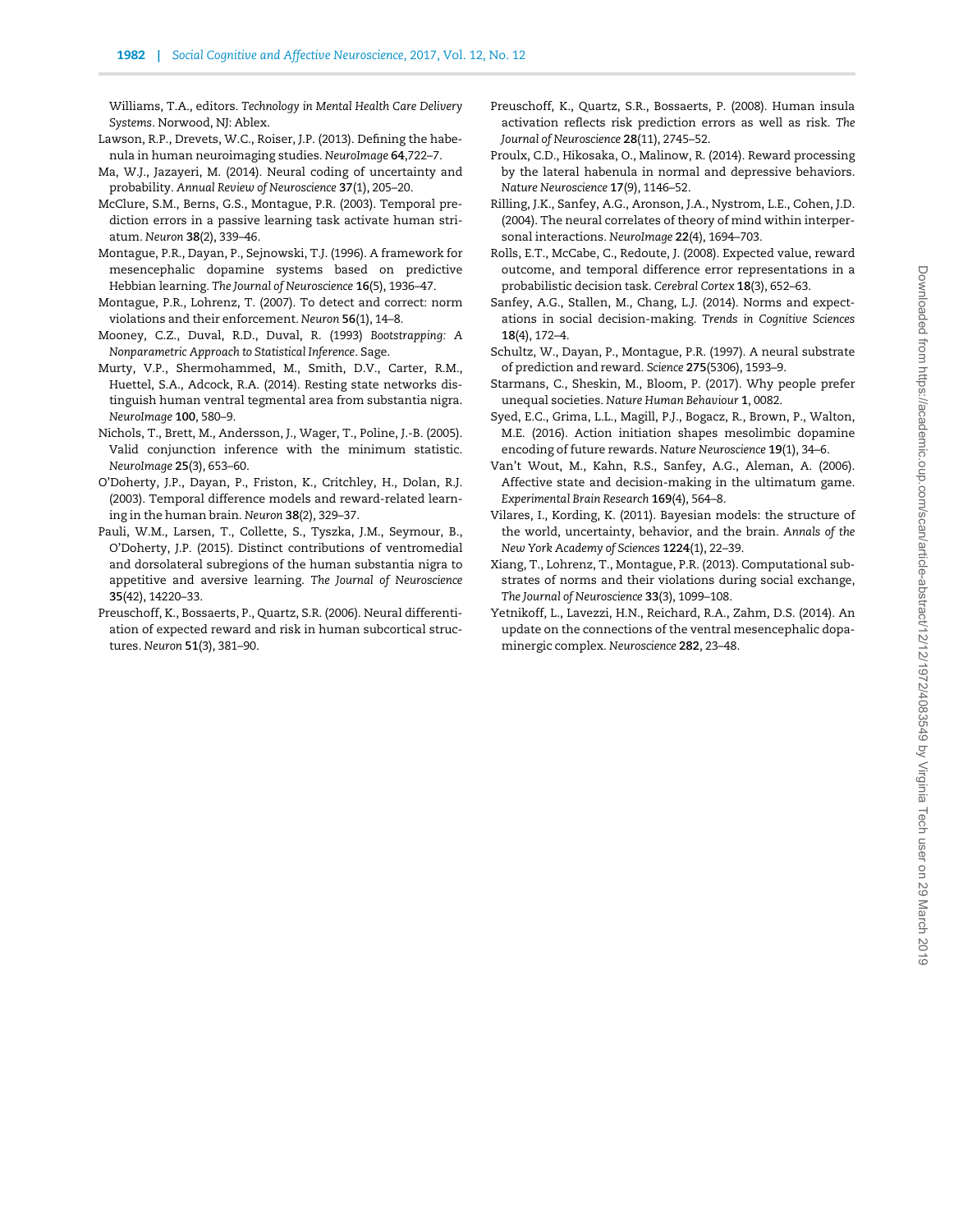Williams, T.A., editors. *Technology in Mental Health Care Delivery Systems*. Norwood, NJ: Ablex.

Lawson, R.P., Drevets, W.C., Roiser, J.P. (2013). Defining the habenula in human neuroimaging studies. *NeuroImage* **64**,722–7.

Ma, W.J., Jazayeri, M. (2014). Neural coding of uncertainty and probability. *Annual Review of Neuroscience* **37**(1), 205–20.

McClure, S.M., Berns, G.S., Montague, P.R. (2003). Temporal prediction errors in a passive learning task activate human striatum. *Neuron* **38**(2), 339–46.

Montague, P.R., Dayan, P., Sejnowski, T.J. (1996). A framework for mesencephalic dopamine systems based on predictive Hebbian learning. *The Journal of Neuroscience* **16**(5), 1936–47.

Montague, P.R., Lohrenz, T. (2007). To detect and correct: norm violations and their enforcement. *Neuron* **56**(1), 14–8.

Mooney, C.Z., Duval, R.D., Duval, R. (1993) *Bootstrapping: A Nonparametric Approach to Statistical Inference*. Sage.

Murty, V.P., Shermohammed, M., Smith, D.V., Carter, R.M., Huettel, S.A., Adcock, R.A. (2014). Resting state networks distinguish human ventral tegmental area from substantia nigra. *NeuroImage* **100**, 580–9.

Nichols, T., Brett, M., Andersson, J., Wager, T., Poline, J.-B. (2005). Valid conjunction inference with the minimum statistic. *NeuroImage* **25**(3), 653–60.

O'Doherty, J.P., Dayan, P., Friston, K., Critchley, H., Dolan, R.J. (2003). Temporal difference models and reward-related learning in the human brain. *Neuron* **38**(2), 329–37.

Pauli, W.M., Larsen, T., Collette, S., Tyszka, J.M., Seymour, B., O'Doherty, J.P. (2015). Distinct contributions of ventromedial and dorsolateral subregions of the human substantia nigra to appetitive and aversive learning. *The Journal of Neuroscience* **35**(42), 14220–33.

Preuschoff, K., Bossaerts, P., Quartz, S.R. (2006). Neural differentiation of expected reward and risk in human subcortical structures. *Neuron* **51**(3), 381–90.

Preuschoff, K., Quartz, S.R., Bossaerts, P. (2008). Human insula activation reflects risk prediction errors as well as risk. *The Journal of Neuroscience* **28**(11), 2745–52.

Proulx, C.D., Hikosaka, O., Malinow, R. (2014). Reward processing by the lateral habenula in normal and depressive behaviors. *Nature Neuroscience* **17**(9), 1146–52.

Rilling, J.K., Sanfey, A.G., Aronson, J.A., Nystrom, L.E., Cohen, J.D. (2004). The neural correlates of theory of mind within interpersonal interactions. *NeuroImage* **22**(4), 1694–703.

Rolls, E.T., McCabe, C., Redoute, J. (2008). Expected value, reward outcome, and temporal difference error representations in a probabilistic decision task. *Cerebral Cortex* **18**(3), 652–63.

Sanfey, A.G., Stallen, M., Chang, L.J. (2014). Norms and expectations in social decision-making. *Trends in Cognitive Sciences* **18**(4), 172–4.

Schultz, W., Dayan, P., Montague, P.R. (1997). A neural substrate of prediction and reward. *Science* **275**(5306), 1593–9.

Starmans, C., Sheskin, M., Bloom, P. (2017). Why people prefer unequal societies. *Nature Human Behaviour* **1**, 0082.

Syed, E.C., Grima, L.L., Magill, P.J., Bogacz, R., Brown, P., Walton, M.E. (2016). Action initiation shapes mesolimbic dopamine encoding of future rewards. *Nature Neuroscience* **19**(1), 34–6.

Van't Wout, M., Kahn, R.S., Sanfey, A.G., Aleman, A. (2006). Affective state and decision-making in the ultimatum game. *Experimental Brain Research* **169**(4), 564–8.

Vilares, I., Kording, K. (2011). Bayesian models: the structure of the world, uncertainty, behavior, and the brain. *Annals of the New York Academy of Sciences* **1224**(1), 22–39.

Xiang, T., Lohrenz, T., Montague, P.R. (2013). Computational substrates of norms and their violations during social exchange, *The Journal of Neuroscience* **33**(3), 1099–108.

Yetnikoff, L., Lavezzi, H.N., Reichard, R.A., Zahm, D.S. (2014). An update on the connections of the ventral mesencephalic dopaminergic complex. *Neuroscience* **282**, 23–48.